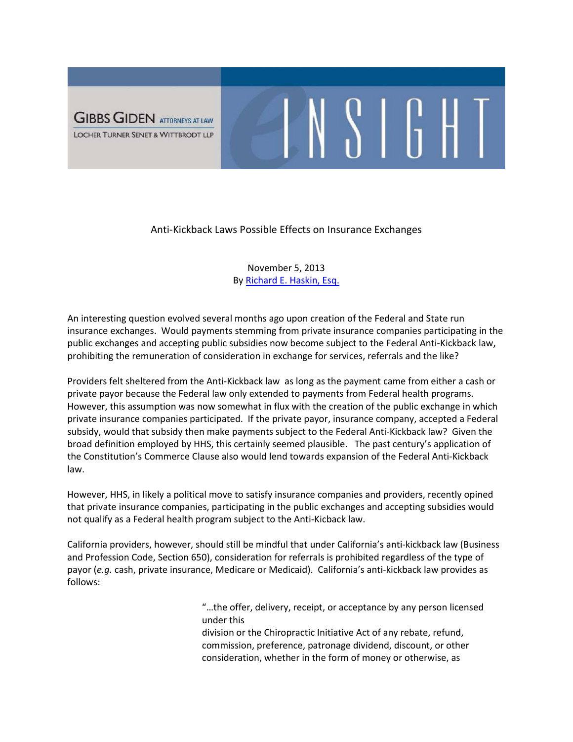GIBBS GIDEN ATTORNEYS AT LAW
LOCHER TURNER SENET & WITTBRODT LLP

INSIGHT

# Anti-Kickback Laws Possible Effects on Insurance Exchanges

November 5, 2013
By [Richard E. Haskin, Esq.]

An interesting question evolved several months ago upon creation of the Federal and State run insurance exchanges. Would payments stemming from private insurance companies participating in the public exchanges and accepting public subsidies now become subject to the Federal Anti-Kickback law, prohibiting the remuneration of consideration in exchange for services, referrals and the like?

Providers felt sheltered from the Anti-Kickback law as long as the payment came from either a cash or private payor because the Federal law only extended to payments from Federal health programs. However, this assumption was now somewhat in flux with the creation of the public exchange in which private insurance companies participated. If the private payor, insurance company, accepted a Federal subsidy, would that subsidy then make payments subject to the Federal Anti-Kickback law? Given the broad definition employed by HHS, this certainly seemed plausible. The past century's application of the Constitution's Commerce Clause also would lend towards expansion of the Federal Anti-Kickback law.

However, HHS, in likely a political move to satisfy insurance companies and providers, recently opined that private insurance companies, participating in the public exchanges and accepting subsidies would not qualify as a Federal health program subject to the Anti-Kicback law.

California providers, however, should still be mindful that under California's anti-kickback law (Business and Profession Code, Section 650), consideration for referrals is prohibited regardless of the type of payor (*e.g.* cash, private insurance, Medicare or Medicaid). California's anti-kickback law provides as follows:

> "…the offer, delivery, receipt, or acceptance by any person licensed under this
> division or the Chiropractic Initiative Act of any rebate, refund, commission, preference, patronage dividend, discount, or other consideration, whether in the form of money or otherwise, as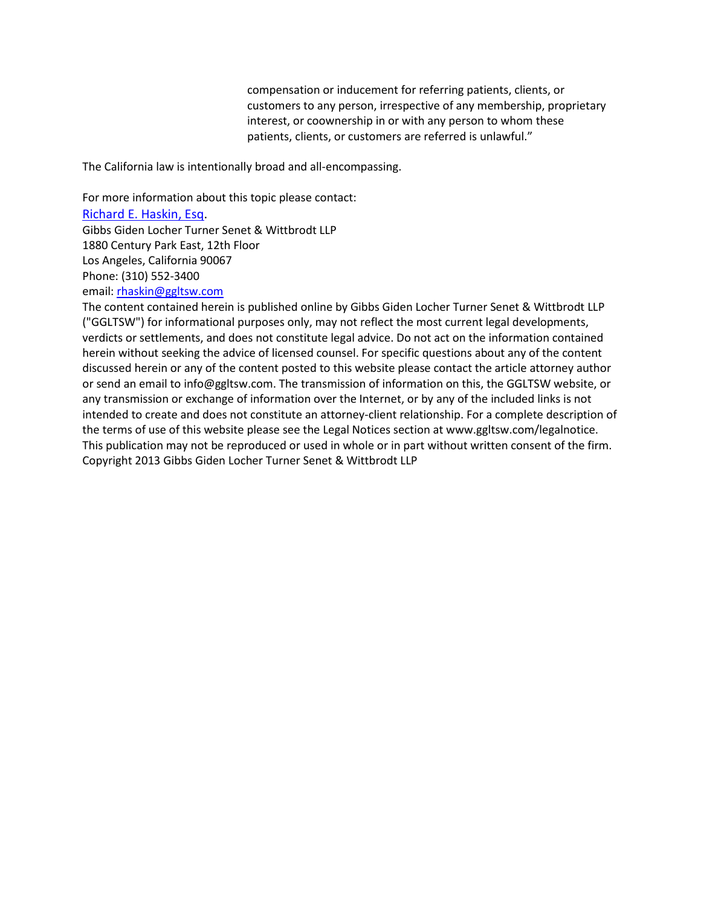> compensation or inducement for referring patients, clients, or customers to any person, irrespective of any membership, proprietary interest, or coownership in or with any person to whom these patients, clients, or customers are referred is unlawful."

The California law is intentionally broad and all-encompassing.

For more information about this topic please contact:
[Richard E. Haskin, Esq](#).
Gibbs Giden Locher Turner Senet & Wittbrodt LLP
1880 Century Park East, 12th Floor
Los Angeles, California 90067
Phone: (310) 552-3400
email: [rhaskin@ggltsw.com](mailto:rhaskin@ggltsw.com)

The content contained herein is published online by Gibbs Giden Locher Turner Senet & Wittbrodt LLP ("GGLTSW") for informational purposes only, may not reflect the most current legal developments, verdicts or settlements, and does not constitute legal advice. Do not act on the information contained herein without seeking the advice of licensed counsel. For specific questions about any of the content discussed herein or any of the content posted to this website please contact the article attorney author or send an email to info@ggltsw.com. The transmission of information on this, the GGLTSW website, or any transmission or exchange of information over the Internet, or by any of the included links is not intended to create and does not constitute an attorney-client relationship. For a complete description of the terms of use of this website please see the Legal Notices section at www.ggltsw.com/legalnotice. This publication may not be reproduced or used in whole or in part without written consent of the firm. Copyright 2013 Gibbs Giden Locher Turner Senet & Wittbrodt LLP